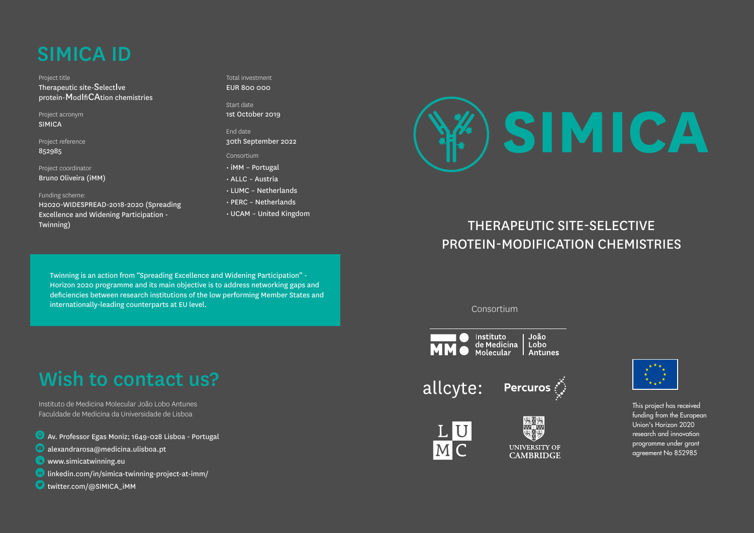# SIMICA ID

Project title
Therapeutic site-SelectIve protein-ModIfiCAtion chemistries

Project acronym
SIMICA

Project reference
852985

Project coordinator
Bruno Oliveira (iMM)

Funding scheme:
H2020-WIDESPREAD-2018-2020 (Spreading Excellence and Widening Participation - Twinning)

Total investment
EUR 800 000

Start date
1st October 2019

End date
30th September 2022

Consortium

- iMM – Portugal
- ALLC – Austria
- LUMC – Netherlands
- PERC – Netherlands
- UCAM – United Kingdom

Twinning is an action from "Spreading Excellence and Widening Participation" - Horizon 2020 programme and its main objective is to address networking gaps and deficiencies between research institutions of the low performing Member States and internationally-leading counterparts at EU level.

## Wish to contact us?

Instituto de Medicina Molecular João Lobo Antunes
Faculdade de Medicina da Universidade de Lisboa

- Av. Professor Egas Moniz; 1649-028 Lisboa - Portugal
- alexandrarosa@medicina.ulisboa.pt
- www.simicatwinning.eu
- linkedin.com/in/simica-twinning-project-at-imm/
- twitter.com/@SIMICA_iMM

# SIMICA

## THERAPEUTIC SITE-SELECTIVE PROTEIN-MODIFICATION CHEMISTRIES

Consortium

Instituto de Medicina Molecular | João Lobo Antunes

allcyte:

Percuros

LUMC

UNIVERSITY OF CAMBRIDGE

This project has received funding from the European Union's Horizon 2020 research and innovation programme under grant agreement No 852985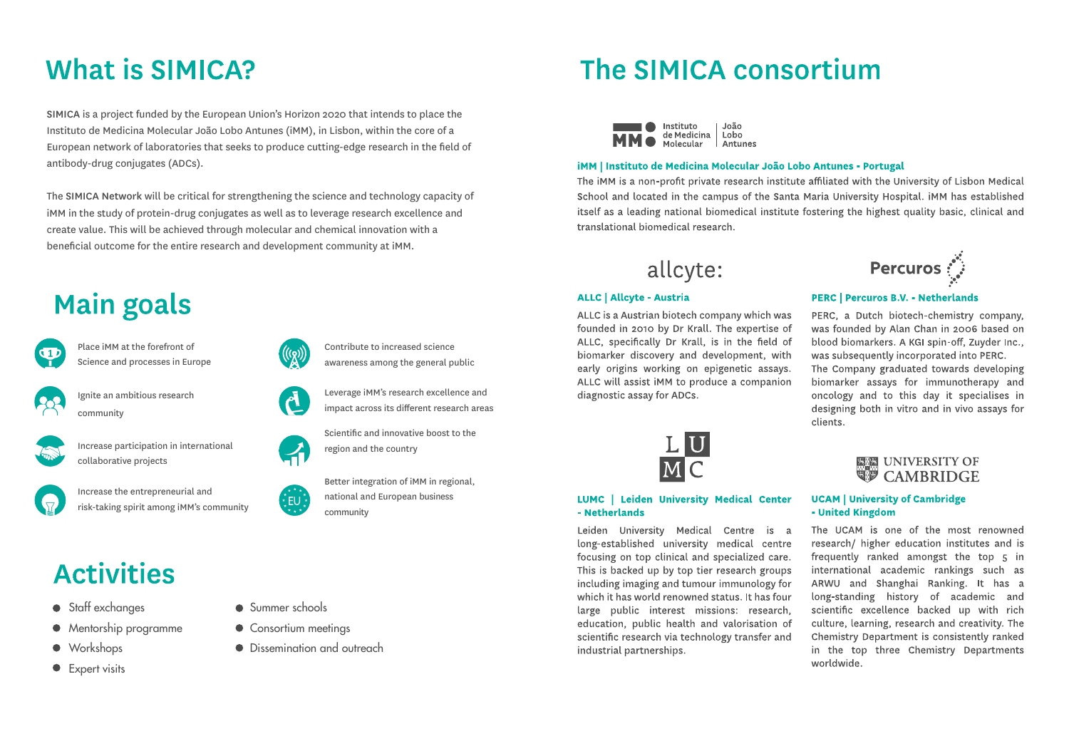# What is SIMICA?

**SIMICA** is a project funded by the European Union's Horizon 2020 that intends to place the Instituto de Medicina Molecular João Lobo Antunes (iMM), in Lisbon, within the core of a European network of laboratories that seeks to produce cutting-edge research in the field of antibody-drug conjugates (ADCs).

The **SIMICA Network** will be critical for strengthening the science and technology capacity of iMM in the study of protein-drug conjugates as well as to leverage research excellence and create value. This will be achieved through molecular and chemical innovation with a beneficial outcome for the entire research and development community at iMM.

# Main goals

- Place iMM at the forefront of Science and processes in Europe
- Ignite an ambitious research community
- Increase participation in international collaborative projects
- Increase the entrepreneurial and risk-taking spirit among iMM's community
- Contribute to increased science awareness among the general public
- Leverage iMM's research excellence and impact across its different research areas
- Scientific and innovative boost to the region and the country
- Better integration of iMM in regional, national and European business community

# Activities

- Staff exchanges
- Mentorship programme
- Workshops
- Expert visits
- Summer schools
- Consortium meetings
- Dissemination and outreach

# The SIMICA consortium

**iMM | Instituto de Medicina Molecular João Lobo Antunes - Portugal**

The iMM is a non-profit private research institute affiliated with the University of Lisbon Medical School and located in the campus of the Santa Maria University Hospital. iMM has established itself as a leading national biomedical institute fostering the highest quality basic, clinical and translational biomedical research.

**ALLC | Allcyte - Austria**

ALLC is a Austrian biotech company which was founded in 2010 by Dr Krall. The expertise of ALLC, specifically Dr Krall, is in the field of biomarker discovery and development, with early origins working on epigenetic assays. ALLC will assist iMM to produce a companion diagnostic assay for ADCs.

**PERC | Percuros B.V. - Netherlands**

PERC, a Dutch biotech-chemistry company, was founded by Alan Chan in 2006 based on blood biomarkers. A KGI spin-off, Zuyder Inc., was subsequently incorporated into PERC. The Company graduated towards developing biomarker assays for immunotherapy and oncology and to this day it specialises in designing both in vitro and in vivo assays for clients.

**LUMC | Leiden University Medical Center - Netherlands**

Leiden University Medical Centre is a long-established university medical centre focusing on top clinical and specialized care. This is backed up by top tier research groups including imaging and tumour immunology for which it has world renowned status. It has four large public interest missions: research, education, public health and valorisation of scientific research via technology transfer and industrial partnerships.

**UCAM | University of Cambridge - United Kingdom**

The UCAM is one of the most renowned research/ higher education institutes and is frequently ranked amongst the top 5 in international academic rankings such as ARWU and Shanghai Ranking. It has a long-standing history of academic and scientific excellence backed up with rich culture, learning, research and creativity. The Chemistry Department is consistently ranked in the top three Chemistry Departments worldwide.